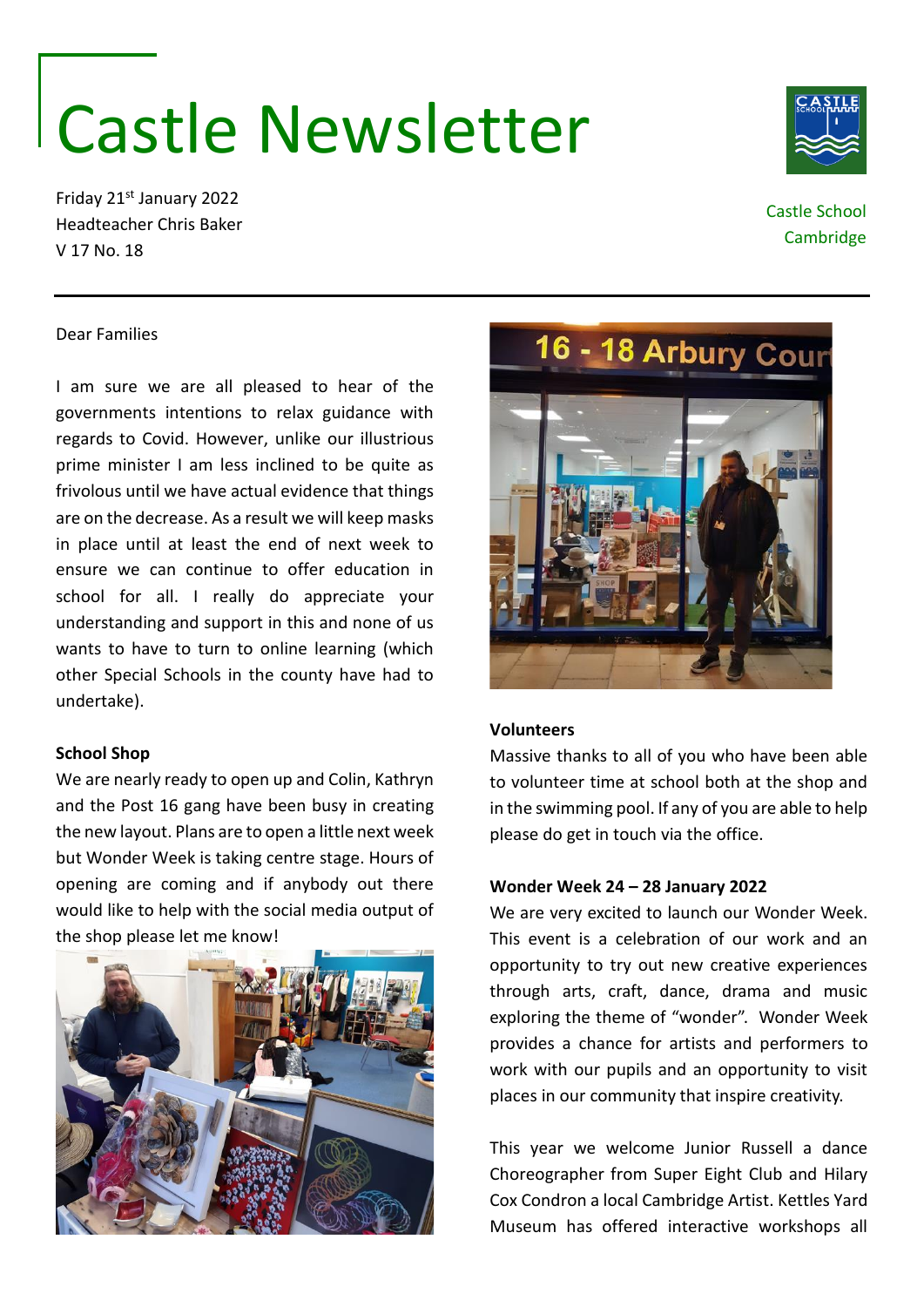# Castle Newsletter

Friday 21st January 2022
Headteacher Chris Baker
V 17 No. 18

Castle School
Cambridge

---

Dear Families

I am sure we are all pleased to hear of the governments intentions to relax guidance with regards to Covid. However, unlike our illustrious prime minister I am less inclined to be quite as frivolous until we have actual evidence that things are on the decrease. As a result we will keep masks in place until at least the end of next week to ensure we can continue to offer education in school for all. I really do appreciate your understanding and support in this and none of us wants to have to turn to online learning (which other Special Schools in the county have had to undertake).

**School Shop**

We are nearly ready to open up and Colin, Kathryn and the Post 16 gang have been busy in creating the new layout. Plans are to open a little next week but Wonder Week is taking centre stage. Hours of opening are coming and if anybody out there would like to help with the social media output of the shop please let me know!

**Volunteers**

Massive thanks to all of you who have been able to volunteer time at school both at the shop and in the swimming pool. If any of you are able to help please do get in touch via the office.

**Wonder Week 24 – 28 January 2022**

We are very excited to launch our Wonder Week. This event is a celebration of our work and an opportunity to try out new creative experiences through arts, craft, dance, drama and music exploring the theme of "wonder". Wonder Week provides a chance for artists and performers to work with our pupils and an opportunity to visit places in our community that inspire creativity.

This year we welcome Junior Russell a dance Choreographer from Super Eight Club and Hilary Cox Condron a local Cambridge Artist. Kettles Yard Museum has offered interactive workshops all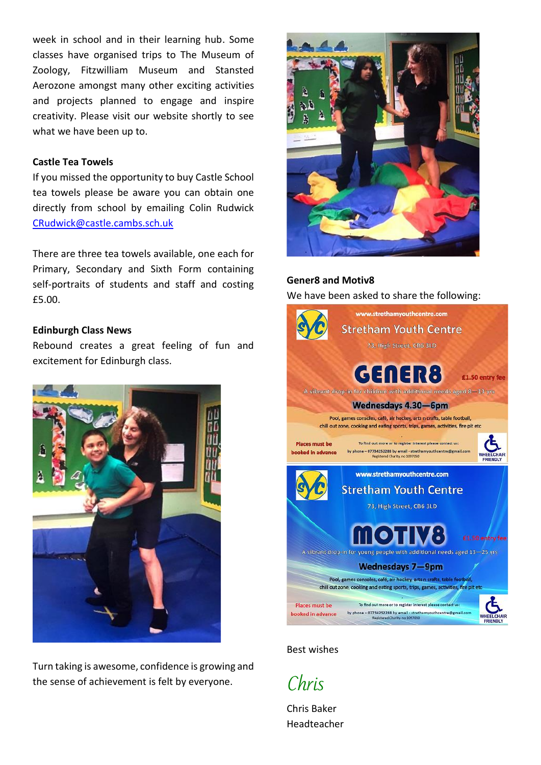week in school and in their learning hub. Some classes have organised trips to The Museum of Zoology, Fitzwilliam Museum and Stansted Aerozone amongst many other exciting activities and projects planned to engage and inspire creativity. Please visit our website shortly to see what we have been up to.

**Castle Tea Towels**

If you missed the opportunity to buy Castle School tea towels please be aware you can obtain one directly from school by emailing Colin Rudwick CRudwick@castle.cambs.sch.uk

There are three tea towels available, one each for Primary, Secondary and Sixth Form containing self-portraits of students and staff and costing £5.00.

**Edinburgh Class News**

Rebound creates a great feeling of fun and excitement for Edinburgh class.

Turn taking is awesome, confidence is growing and the sense of achievement is felt by everyone.

**Gener8 and Motiv8**

We have been asked to share the following:

www.strethamyouthcentre.com
Stretham Youth Centre
73, High Street, CB6 3LD
GENER8
£1.50 entry fee
A vibrant drop in for children with additional needs aged 8—13 yrs
Wednesdays 4.30—6pm
Pool, games consoles, café, air hockey, arts n crafts, table football, chill out zone, cooking and eating sports, trips, games, activities, fire pit etc
Places must be booked in advance
To find out more or to register interest please contact us: by phone – 07734252288 by email - strethamyouthcentre@gmail.com
Registered Charity no 1097050
WHEELCHAIR FRIENDLY

www.strethamyouthcentre.com
Stretham Youth Centre
73, High Street, CB6 3LD
MOTIV8
£1.50 entry fee
A vibrant drop in for young people with additional needs aged 13—25 yrs
Wednesdays 7—9pm
Pool, games consoles, café, air hockey, arts n crafts, table football, chill out zone, cooking and eating sports, trips, games, activities, fire pit etc
Places must be booked in advance
To find out more or to register interest please contact us: by phone – 07734252288 by email - strethamyouthcentre@gmail.com
Registered Charity no 1097050
WHEELCHAIR FRIENDLY

Best wishes

*Chris*

Chris Baker
Headteacher